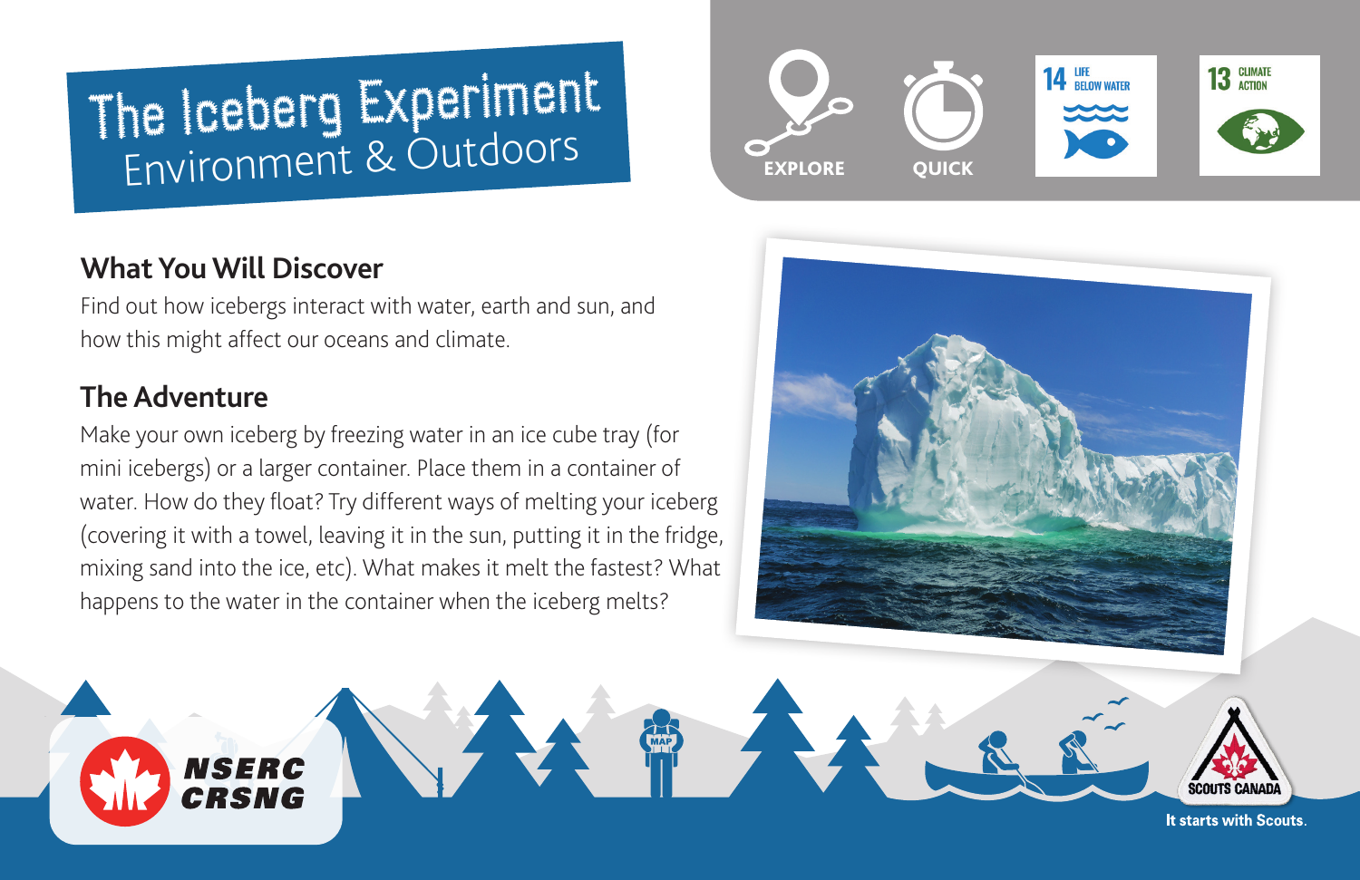# The Iceberg Experiment
## Environment & Outdoors

EXPLORE QUICK

14 LIFE BELOW WATER

13 CLIMATE ACTION

## What You Will Discover

Find out how icebergs interact with water, earth and sun, and how this might affect our oceans and climate.

## The Adventure

Make your own iceberg by freezing water in an ice cube tray (for mini icebergs) or a larger container. Place them in a container of water. How do they float? Try different ways of melting your iceberg (covering it with a towel, leaving it in the sun, putting it in the fridge, mixing sand into the ice, etc). What makes it melt the fastest? What happens to the water in the container when the iceberg melts?

NSERC CRSNG

SCOUTS CANADA

It starts with Scouts.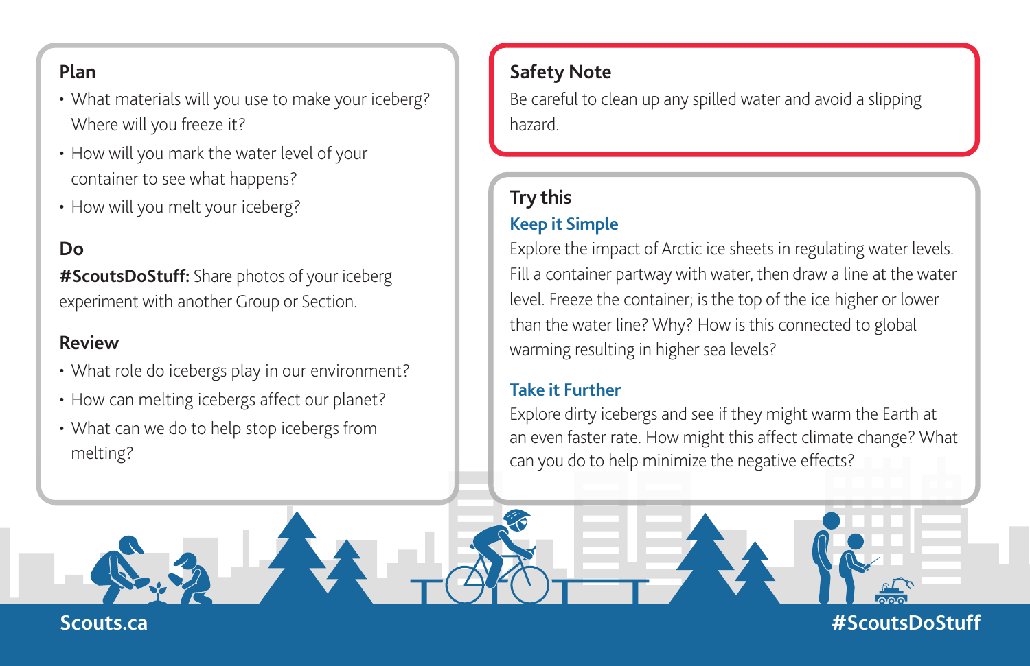## Plan

- What materials will you use to make your iceberg? Where will you freeze it?
- How will you mark the water level of your container to see what happens?
- How will you melt your iceberg?

## Do

**#ScoutsDoStuff:** Share photos of your iceberg experiment with another Group or Section.

## Review

- What role do icebergs play in our environment?
- How can melting icebergs affect our planet?
- What can we do to help stop icebergs from melting?

## Safety Note

Be careful to clean up any spilled water and avoid a slipping hazard.

## Try this

### Keep it Simple

Explore the impact of Arctic ice sheets in regulating water levels. Fill a container partway with water, then draw a line at the water level. Freeze the container; is the top of the ice higher or lower than the water line? Why? How is this connected to global warming resulting in higher sea levels?

### Take it Further

Explore dirty icebergs and see if they might warm the Earth at an even faster rate. How might this affect climate change? What can you do to help minimize the negative effects?

Scouts.ca

#ScoutsDoStuff